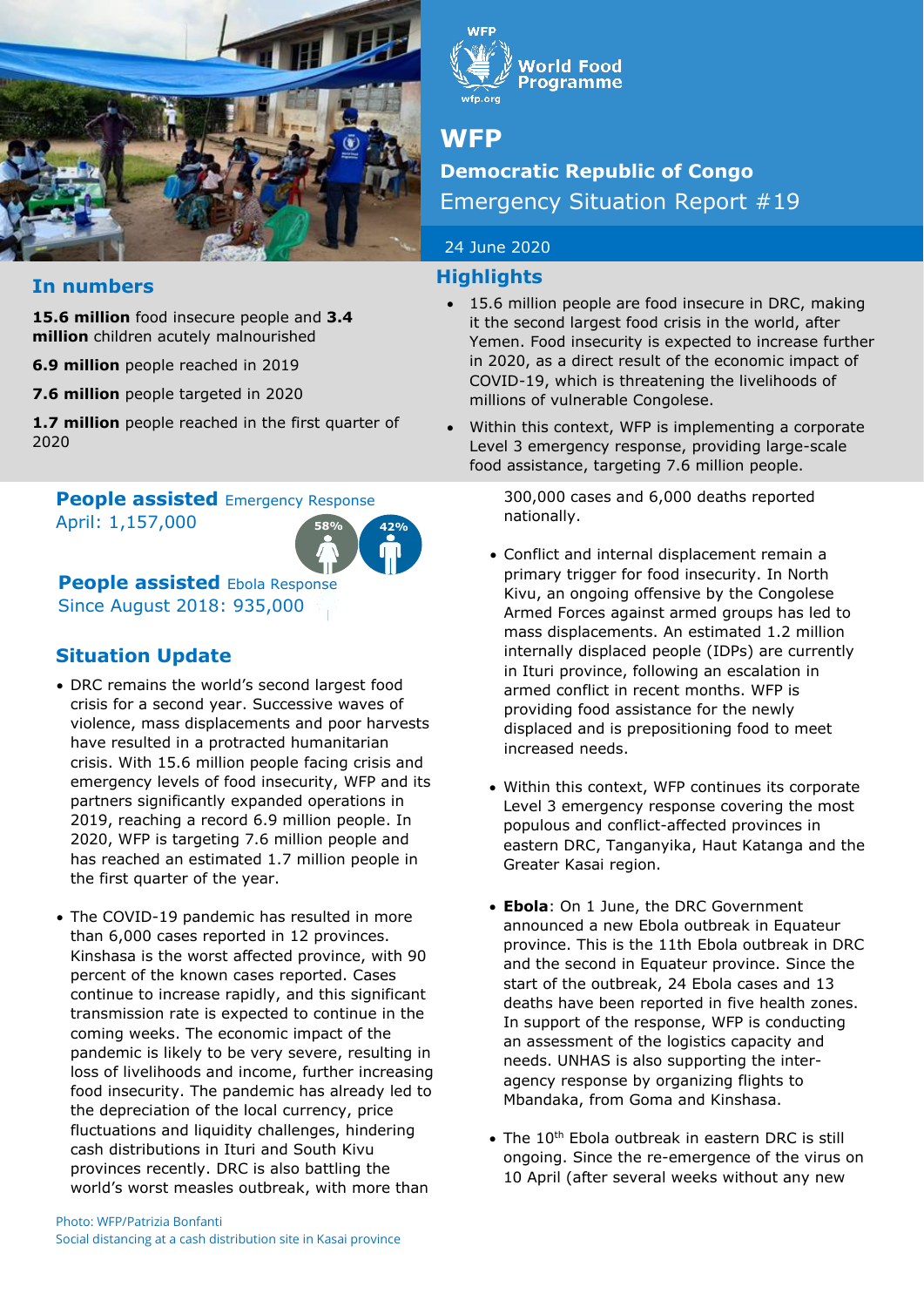WFP

# Democratic Republic of Congo

Emergency Situation Report #19

24 June 2020

## In numbers

**15.6 million** food insecure people and **3.4 million** children acutely malnourished

**6.9 million** people reached in 2019

**7.6 million** people targeted in 2020

**1.7 million** people reached in the first quarter of 2020

## Highlights

- 15.6 million people are food insecure in DRC, making it the second largest food crisis in the world, after Yemen. Food insecurity is expected to increase further in 2020, as a direct result of the economic impact of COVID-19, which is threatening the livelihoods of millions of vulnerable Congolese.
- Within this context, WFP is implementing a corporate Level 3 emergency response, providing large-scale food assistance, targeting 7.6 million people.

**People assisted** Emergency Response
April: 1,157,000

58% 42%

**People assisted** Ebola Response
Since August 2018: 935,000

## Situation Update

- DRC remains the world's second largest food crisis for a second year. Successive waves of violence, mass displacements and poor harvests have resulted in a protracted humanitarian crisis. With 15.6 million people facing crisis and emergency levels of food insecurity, WFP and its partners significantly expanded operations in 2019, reaching a record 6.9 million people. In 2020, WFP is targeting 7.6 million people and has reached an estimated 1.7 million people in the first quarter of the year.
- The COVID-19 pandemic has resulted in more than 6,000 cases reported in 12 provinces. Kinshasa is the worst affected province, with 90 percent of the known cases reported. Cases continue to increase rapidly, and this significant transmission rate is expected to continue in the coming weeks. The economic impact of the pandemic is likely to be very severe, resulting in loss of livelihoods and income, further increasing food insecurity. The pandemic has already led to the depreciation of the local currency, price fluctuations and liquidity challenges, hindering cash distributions in Ituri and South Kivu provinces recently. DRC is also battling the world's worst measles outbreak, with more than 300,000 cases and 6,000 deaths reported nationally.
- Conflict and internal displacement remain a primary trigger for food insecurity. In North Kivu, an ongoing offensive by the Congolese Armed Forces against armed groups has led to mass displacements. An estimated 1.2 million internally displaced people (IDPs) are currently in Ituri province, following an escalation in armed conflict in recent months. WFP is providing food assistance for the newly displaced and is prepositioning food to meet increased needs.
- Within this context, WFP continues its corporate Level 3 emergency response covering the most populous and conflict-affected provinces in eastern DRC, Tanganyika, Haut Katanga and the Greater Kasai region.
- **Ebola**: On 1 June, the DRC Government announced a new Ebola outbreak in Equateur province. This is the 11th Ebola outbreak in DRC and the second in Equateur province. Since the start of the outbreak, 24 Ebola cases and 13 deaths have been reported in five health zones. In support of the response, WFP is conducting an assessment of the logistics capacity and needs. UNHAS is also supporting the inter-agency response by organizing flights to Mbandaka, from Goma and Kinshasa.
- The 10th Ebola outbreak in eastern DRC is still ongoing. Since the re-emergence of the virus on 10 April (after several weeks without any new

Photo: WFP/Patrizia Bonfanti
Social distancing at a cash distribution site in Kasai province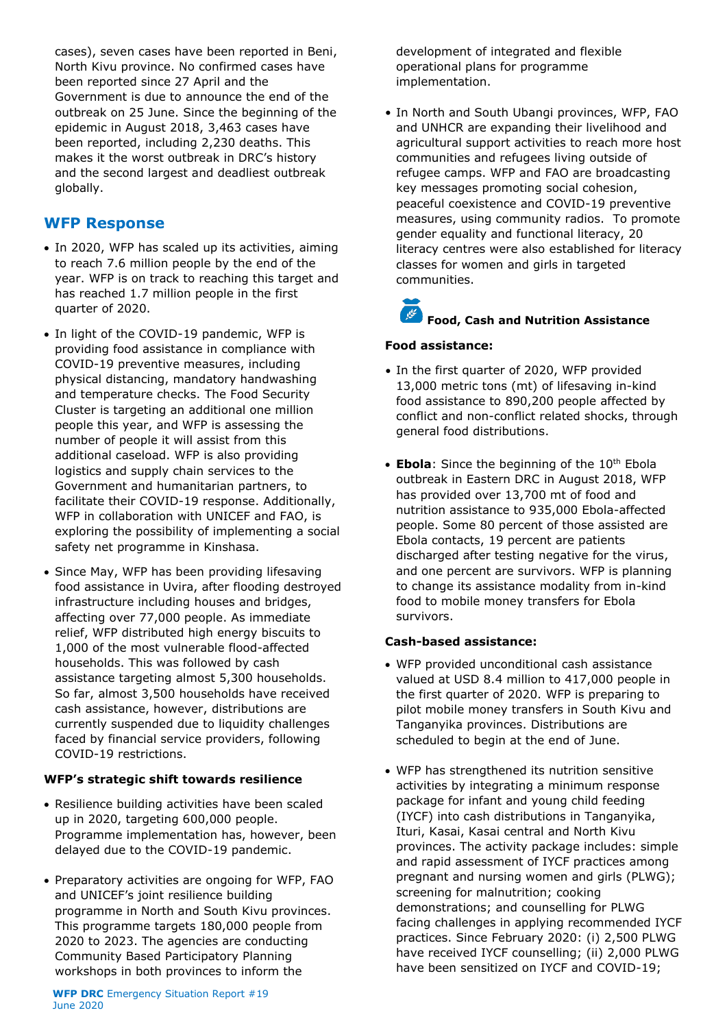cases), seven cases have been reported in Beni, North Kivu province. No confirmed cases have been reported since 27 April and the Government is due to announce the end of the outbreak on 25 June. Since the beginning of the epidemic in August 2018, 3,463 cases have been reported, including 2,230 deaths. This makes it the worst outbreak in DRC's history and the second largest and deadliest outbreak globally.

## WFP Response

- In 2020, WFP has scaled up its activities, aiming to reach 7.6 million people by the end of the year. WFP is on track to reaching this target and has reached 1.7 million people in the first quarter of 2020.
- In light of the COVID-19 pandemic, WFP is providing food assistance in compliance with COVID-19 preventive measures, including physical distancing, mandatory handwashing and temperature checks. The Food Security Cluster is targeting an additional one million people this year, and WFP is assessing the number of people it will assist from this additional caseload. WFP is also providing logistics and supply chain services to the Government and humanitarian partners, to facilitate their COVID-19 response. Additionally, WFP in collaboration with UNICEF and FAO, is exploring the possibility of implementing a social safety net programme in Kinshasa.
- Since May, WFP has been providing lifesaving food assistance in Uvira, after flooding destroyed infrastructure including houses and bridges, affecting over 77,000 people. As immediate relief, WFP distributed high energy biscuits to 1,000 of the most vulnerable flood-affected households. This was followed by cash assistance targeting almost 5,300 households. So far, almost 3,500 households have received cash assistance, however, distributions are currently suspended due to liquidity challenges faced by financial service providers, following COVID-19 restrictions.

**WFP's strategic shift towards resilience**

- Resilience building activities have been scaled up in 2020, targeting 600,000 people. Programme implementation has, however, been delayed due to the COVID-19 pandemic.
- Preparatory activities are ongoing for WFP, FAO and UNICEF's joint resilience building programme in North and South Kivu provinces. This programme targets 180,000 people from 2020 to 2023. The agencies are conducting Community Based Participatory Planning workshops in both provinces to inform the development of integrated and flexible operational plans for programme implementation.
- In North and South Ubangi provinces, WFP, FAO and UNHCR are expanding their livelihood and agricultural support activities to reach more host communities and refugees living outside of refugee camps. WFP and FAO are broadcasting key messages promoting social cohesion, peaceful coexistence and COVID-19 preventive measures, using community radios. To promote gender equality and functional literacy, 20 literacy centres were also established for literacy classes for women and girls in targeted communities.

### Food, Cash and Nutrition Assistance

**Food assistance:**

- In the first quarter of 2020, WFP provided 13,000 metric tons (mt) of lifesaving in-kind food assistance to 890,200 people affected by conflict and non-conflict related shocks, through general food distributions.
- **Ebola**: Since the beginning of the 10th Ebola outbreak in Eastern DRC in August 2018, WFP has provided over 13,700 mt of food and nutrition assistance to 935,000 Ebola-affected people. Some 80 percent of those assisted are Ebola contacts, 19 percent are patients discharged after testing negative for the virus, and one percent are survivors. WFP is planning to change its assistance modality from in-kind food to mobile money transfers for Ebola survivors.

**Cash-based assistance:**

- WFP provided unconditional cash assistance valued at USD 8.4 million to 417,000 people in the first quarter of 2020. WFP is preparing to pilot mobile money transfers in South Kivu and Tanganyika provinces. Distributions are scheduled to begin at the end of June.
- WFP has strengthened its nutrition sensitive activities by integrating a minimum response package for infant and young child feeding (IYCF) into cash distributions in Tanganyika, Ituri, Kasai, Kasai central and North Kivu provinces. The activity package includes: simple and rapid assessment of IYCF practices among pregnant and nursing women and girls (PLWG); screening for malnutrition; cooking demonstrations; and counselling for PLWG facing challenges in applying recommended IYCF practices. Since February 2020: (i) 2,500 PLWG have received IYCF counselling; (ii) 2,000 PLWG have been sensitized on IYCF and COVID-19;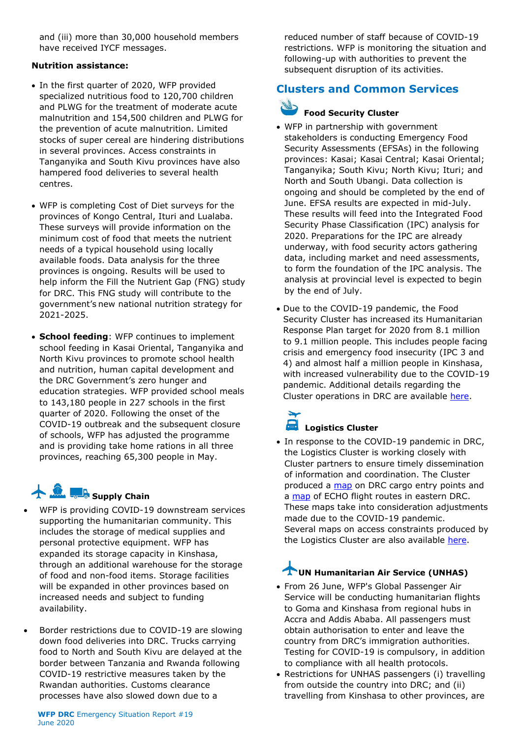and (iii) more than 30,000 household members have received IYCF messages.

**Nutrition assistance:**

- In the first quarter of 2020, WFP provided specialized nutritious food to 120,700 children and PLWG for the treatment of moderate acute malnutrition and 154,500 children and PLWG for the prevention of acute malnutrition. Limited stocks of super cereal are hindering distributions in several provinces. Access constraints in Tanganyika and South Kivu provinces have also hampered food deliveries to several health centres.

- WFP is completing Cost of Diet surveys for the provinces of Kongo Central, Ituri and Lualaba. These surveys will provide information on the minimum cost of food that meets the nutrient needs of a typical household using locally available foods. Data analysis for the three provinces is ongoing. Results will be used to help inform the Fill the Nutrient Gap (FNG) study for DRC. This FNG study will contribute to the government's new national nutrition strategy for 2021-2025.

- **School feeding**: WFP continues to implement school feeding in Kasai Oriental, Tanganyika and North Kivu provinces to promote school health and nutrition, human capital development and the DRC Government's zero hunger and education strategies. WFP provided school meals to 143,180 people in 227 schools in the first quarter of 2020. Following the onset of the COVID-19 outbreak and the subsequent closure of schools, WFP has adjusted the programme and is providing take home rations in all three provinces, reaching 65,300 people in May.

### Supply Chain

- WFP is providing COVID-19 downstream services supporting the humanitarian community. This includes the storage of medical supplies and personal protective equipment. WFP has expanded its storage capacity in Kinshasa, through an additional warehouse for the storage of food and non-food items. Storage facilities will be expanded in other provinces based on increased needs and subject to funding availability.

- Border restrictions due to COVID-19 are slowing down food deliveries into DRC. Trucks carrying food to North and South Kivu are delayed at the border between Tanzania and Rwanda following COVID-19 restrictive measures taken by the Rwandan authorities. Customs clearance processes have also slowed down due to a reduced number of staff because of COVID-19 restrictions. WFP is monitoring the situation and following-up with authorities to prevent the subsequent disruption of its activities.

## Clusters and Common Services

### Food Security Cluster

- WFP in partnership with government stakeholders is conducting Emergency Food Security Assessments (EFSAs) in the following provinces: Kasai; Kasai Central; Kasai Oriental; Tanganyika; South Kivu; North Kivu; Ituri; and North and South Ubangi. Data collection is ongoing and should be completed by the end of June. EFSA results are expected in mid-July. These results will feed into the Integrated Food Security Phase Classification (IPC) analysis for 2020. Preparations for the IPC are already underway, with food security actors gathering data, including market and need assessments, to form the foundation of the IPC analysis. The analysis at provincial level is expected to begin by the end of July.

- Due to the COVID-19 pandemic, the Food Security Cluster has increased its Humanitarian Response Plan target for 2020 from 8.1 million to 9.1 million people. This includes people facing crisis and emergency food insecurity (IPC 3 and 4) and almost half a million people in Kinshasa, with increased vulnerability due to the COVID-19 pandemic. Additional details regarding the Cluster operations in DRC are available here.

### Logistics Cluster

- In response to the COVID-19 pandemic in DRC, the Logistics Cluster is working closely with Cluster partners to ensure timely dissemination of information and coordination. The Cluster produced a map on DRC cargo entry points and a map of ECHO flight routes in eastern DRC. These maps take into consideration adjustments made due to the COVID-19 pandemic. Several maps on access constraints produced by the Logistics Cluster are also available here.

### UN Humanitarian Air Service (UNHAS)

- From 26 June, WFP's Global Passenger Air Service will be conducting humanitarian flights to Goma and Kinshasa from regional hubs in Accra and Addis Ababa. All passengers must obtain authorisation to enter and leave the country from DRC's immigration authorities. Testing for COVID-19 is compulsory, in addition to compliance with all health protocols.
- Restrictions for UNHAS passengers (i) travelling from outside the country into DRC; and (ii) travelling from Kinshasa to other provinces, are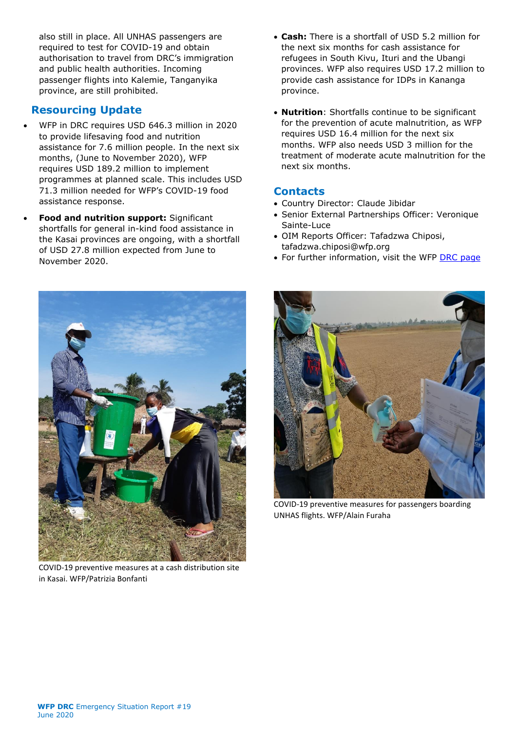also still in place. All UNHAS passengers are required to test for COVID-19 and obtain authorisation to travel from DRC's immigration and public health authorities. Incoming passenger flights into Kalemie, Tanganyika province, are still prohibited.

## Resourcing Update

- WFP in DRC requires USD 646.3 million in 2020 to provide lifesaving food and nutrition assistance for 7.6 million people. In the next six months, (June to November 2020), WFP requires USD 189.2 million to implement programmes at planned scale. This includes USD 71.3 million needed for WFP's COVID-19 food assistance response.
- **Food and nutrition support:** Significant shortfalls for general in-kind food assistance in the Kasai provinces are ongoing, with a shortfall of USD 27.8 million expected from June to November 2020.
- **Cash:** There is a shortfall of USD 5.2 million for the next six months for cash assistance for refugees in South Kivu, Ituri and the Ubangi provinces. WFP also requires USD 17.2 million to provide cash assistance for IDPs in Kananga province.
- **Nutrition**: Shortfalls continue to be significant for the prevention of acute malnutrition, as WFP requires USD 16.4 million for the next six months. WFP also needs USD 3 million for the treatment of moderate acute malnutrition for the next six months.

## Contacts

- Country Director: Claude Jibidar
- Senior External Partnerships Officer: Veronique Sainte-Luce
- OIM Reports Officer: Tafadzwa Chiposi, tafadzwa.chiposi@wfp.org
- For further information, visit the WFP [DRC page]

COVID-19 preventive measures at a cash distribution site in Kasai. WFP/Patrizia Bonfanti

COVID-19 preventive measures for passengers boarding UNHAS flights. WFP/Alain Furaha